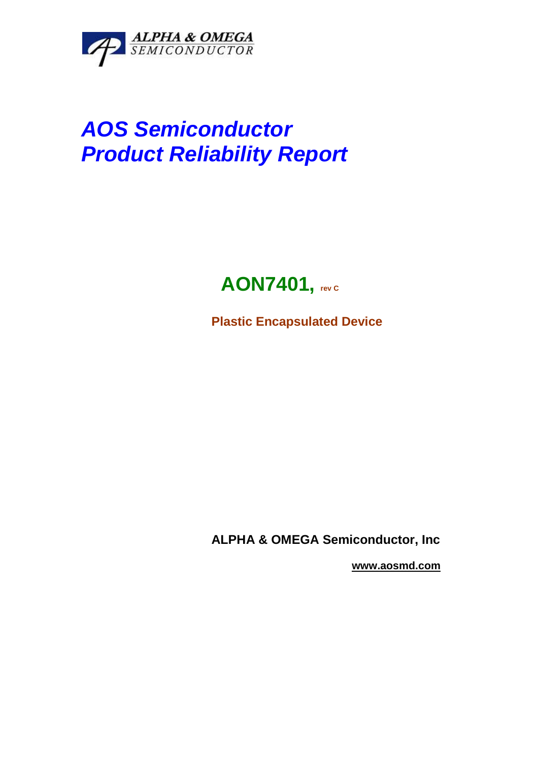ALPHA & OMEGA
SEMICONDUCTOR

# *AOS Semiconductor*
# *Product Reliability Report*

## AON7401, rev C

**Plastic Encapsulated Device**

**ALPHA & OMEGA Semiconductor, Inc**

**www.aosmd.com**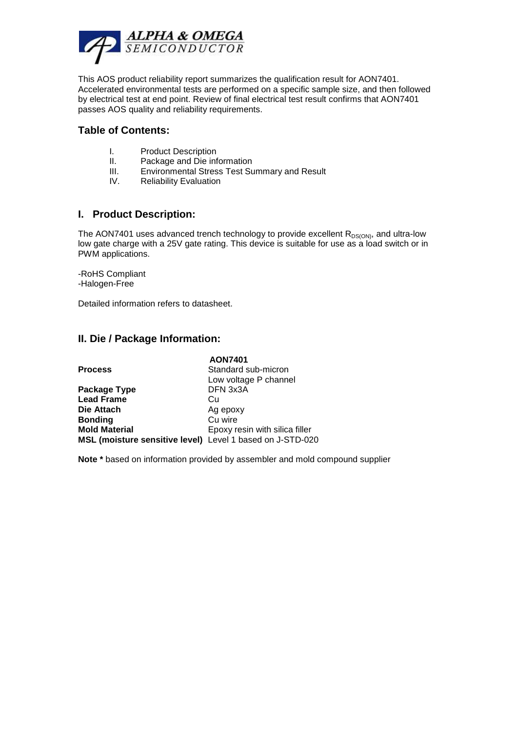This AOS product reliability report summarizes the qualification result for AON7401. Accelerated environmental tests are performed on a specific sample size, and then followed by electrical test at end point. Review of final electrical test result confirms that AON7401 passes AOS quality and reliability requirements.

## Table of Contents:

I. Product Description
II. Package and Die information
III. Environmental Stress Test Summary and Result
IV. Reliability Evaluation

## I. Product Description:

The AON7401 uses advanced trench technology to provide excellent $R_{DS(ON)}$, and ultra-low low gate charge with a 25V gate rating. This device is suitable for use as a load switch or in PWM applications.

-RoHS Compliant
-Halogen-Free

Detailed information refers to datasheet.

## II. Die / Package Information:

| | **AON7401** |
|---|---|
| **Process** | Standard sub-micron<br>Low voltage P channel |
| **Package Type** | DFN 3x3A |
| **Lead Frame** | Cu |
| **Die Attach** | Ag epoxy |
| **Bonding** | Cu wire |
| **Mold Material** | Epoxy resin with silica filler |
| **MSL (moisture sensitive level)** | Level 1 based on J-STD-020 |

**Note *** based on information provided by assembler and mold compound supplier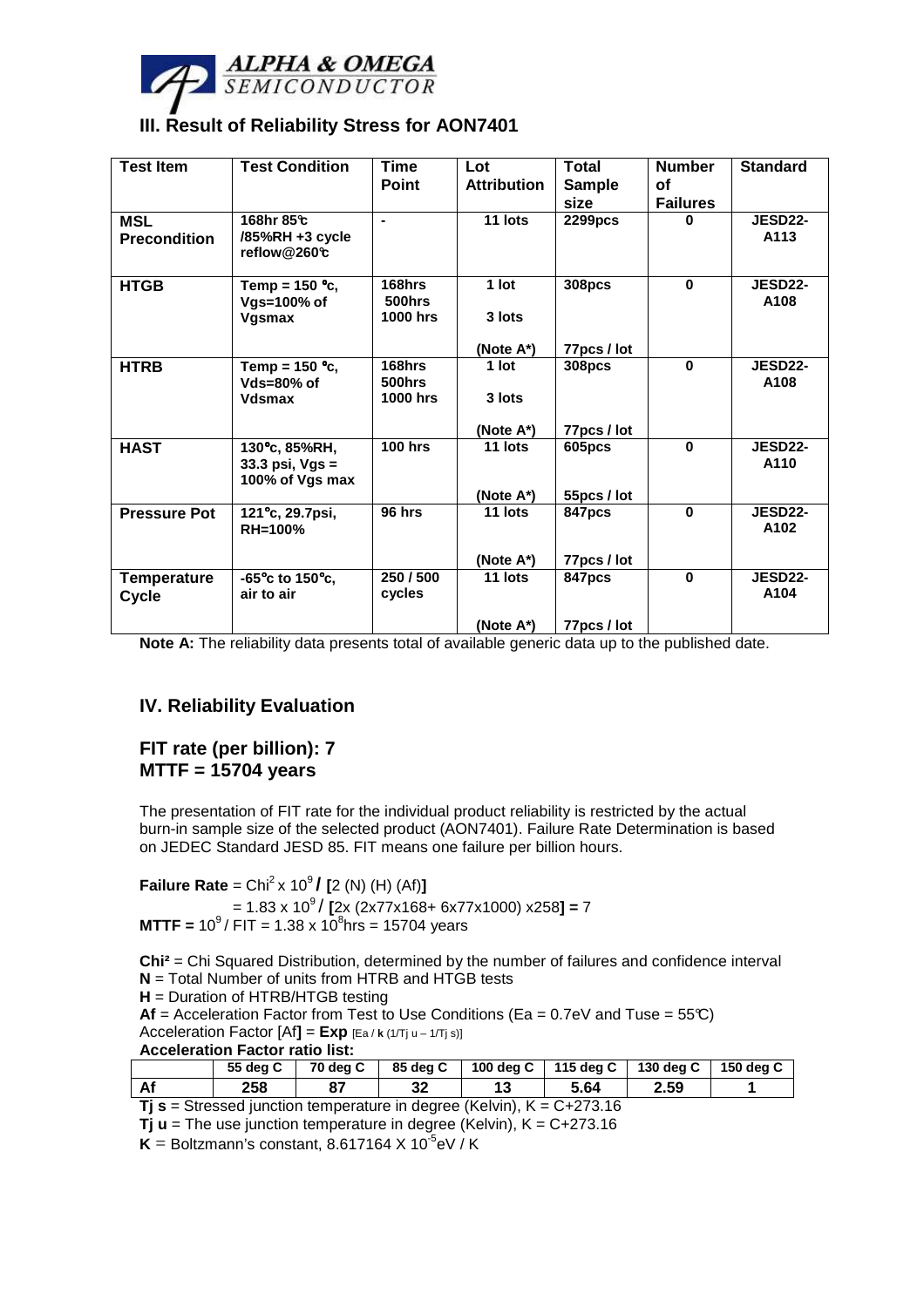ALPHA & OMEGA SEMICONDUCTOR

## III. Result of Reliability Stress for AON7401

| Test Item | Test Condition | Time Point | Lot Attribution | Total Sample size | Number of Failures | Standard |
|---|---|---|---|---|---|---|
| **MSL Precondition** | **168hr 85℃ /85%RH +3 cycle reflow@260℃** | **-** | **11 lots** | **2299pcs** | **0** | **JESD22-A113** |
| **HTGB** | **Temp = 150 °c, Vgs=100% of Vgsmax** | **168hrs 500hrs 1000 hrs** | **1 lot 3 lots (Note A*)** | **308pcs 77pcs / lot** | **0** | **JESD22-A108** |
| **HTRB** | **Temp = 150 °c, Vds=80% of Vdsmax** | **168hrs 500hrs 1000 hrs** | **1 lot 3 lots (Note A*)** | **308pcs 77pcs / lot** | **0** | **JESD22-A108** |
| **HAST** | **130°c, 85%RH, 33.3 psi, Vgs = 100% of Vgs max** | **100 hrs** | **11 lots (Note A*)** | **605pcs 55pcs / lot** | **0** | **JESD22-A110** |
| **Pressure Pot** | **121°c, 29.7psi, RH=100%** | **96 hrs** | **11 lots (Note A*)** | **847pcs 77pcs / lot** | **0** | **JESD22-A102** |
| **Temperature Cycle** | **-65°c to 150°c, air to air** | **250 / 500 cycles** | **11 lots (Note A*)** | **847pcs 77pcs / lot** | **0** | **JESD22-A104** |

**Note A:** The reliability data presents total of available generic data up to the published date.

## IV. Reliability Evaluation

### FIT rate (per billion): 7
### MTTF = 15704 years

The presentation of FIT rate for the individual product reliability is restricted by the actual burn-in sample size of the selected product (AON7401). Failure Rate Determination is based on JEDEC Standard JESD 85. FIT means one failure per billion hours.

**Failure Rate** = $Chi^2 \times 10^9$ **/ [**2 (N) (H) (Af)**]**

= $1.83 \times 10^9$ **/ [**2x (2x77x168+ 6x77x1000) x258**] =** 7

**MTTF =** $10^9$ / FIT = $1.38 \times 10^8$hrs = 15704 years

**Chi²** = Chi Squared Distribution, determined by the number of failures and confidence interval

**N** = Total Number of units from HTRB and HTGB tests

**H** = Duration of HTRB/HTGB testing

**Af** = Acceleration Factor from Test to Use Conditions (Ea = 0.7eV and Tuse = 55℃)

Acceleration Factor [Af**]** = **Exp** [Ea / **k** (1/Tj u – 1/Tj s)]

**Acceleration Factor ratio list:**

| | 55 deg C | 70 deg C | 85 deg C | 100 deg C | 115 deg C | 130 deg C | 150 deg C |
|---|---|---|---|---|---|---|---|
| **Af** | **258** | **87** | **32** | **13** | **5.64** | **2.59** | **1** |

**Tj s** = Stressed junction temperature in degree (Kelvin), K = C+273.16

**Tj u** = The use junction temperature in degree (Kelvin), K = C+273.16

**K** = Boltzmann's constant, $8.617164 \times 10^{-5}$eV / K